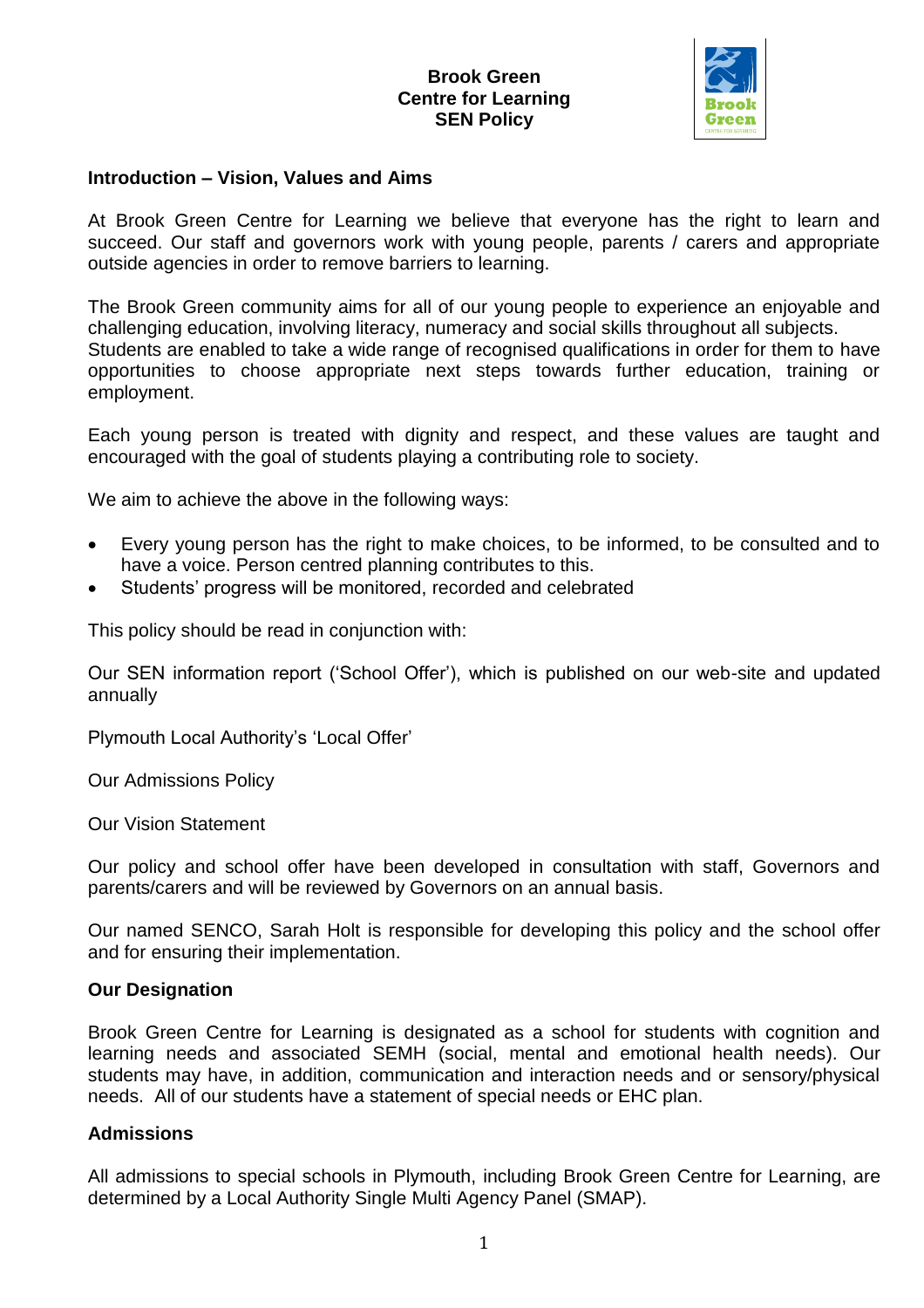# Brook Green
# Centre for Learning
# SEN Policy

## Introduction – Vision, Values and Aims

At Brook Green Centre for Learning we believe that everyone has the right to learn and succeed. Our staff and governors work with young people, parents / carers and appropriate outside agencies in order to remove barriers to learning.

The Brook Green community aims for all of our young people to experience an enjoyable and challenging education, involving literacy, numeracy and social skills throughout all subjects. Students are enabled to take a wide range of recognised qualifications in order for them to have opportunities to choose appropriate next steps towards further education, training or employment.

Each young person is treated with dignity and respect, and these values are taught and encouraged with the goal of students playing a contributing role to society.

We aim to achieve the above in the following ways:

- Every young person has the right to make choices, to be informed, to be consulted and to have a voice. Person centred planning contributes to this.
- Students' progress will be monitored, recorded and celebrated

This policy should be read in conjunction with:

Our SEN information report ('School Offer'), which is published on our web-site and updated annually

Plymouth Local Authority's 'Local Offer'

Our Admissions Policy

Our Vision Statement

Our policy and school offer have been developed in consultation with staff, Governors and parents/carers and will be reviewed by Governors on an annual basis.

Our named SENCO, Sarah Holt is responsible for developing this policy and the school offer and for ensuring their implementation.

## Our Designation

Brook Green Centre for Learning is designated as a school for students with cognition and learning needs and associated SEMH (social, mental and emotional health needs). Our students may have, in addition, communication and interaction needs and or sensory/physical needs. All of our students have a statement of special needs or EHC plan.

## Admissions

All admissions to special schools in Plymouth, including Brook Green Centre for Learning, are determined by a Local Authority Single Multi Agency Panel (SMAP).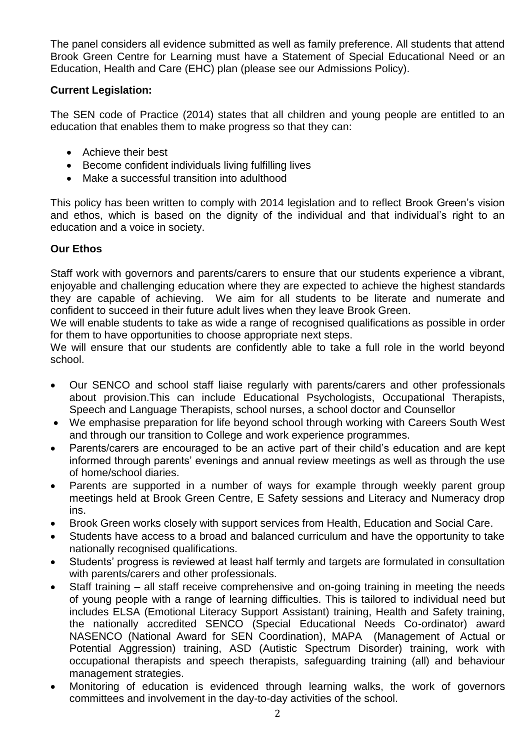The panel considers all evidence submitted as well as family preference. All students that attend Brook Green Centre for Learning must have a Statement of Special Educational Need or an Education, Health and Care (EHC) plan (please see our Admissions Policy).

**Current Legislation:**

The SEN code of Practice (2014) states that all children and young people are entitled to an education that enables them to make progress so that they can:

- Achieve their best
- Become confident individuals living fulfilling lives
- Make a successful transition into adulthood

This policy has been written to comply with 2014 legislation and to reflect Brook Green's vision and ethos, which is based on the dignity of the individual and that individual's right to an education and a voice in society.

**Our Ethos**

Staff work with governors and parents/carers to ensure that our students experience a vibrant, enjoyable and challenging education where they are expected to achieve the highest standards they are capable of achieving. We aim for all students to be literate and numerate and confident to succeed in their future adult lives when they leave Brook Green.
We will enable students to take as wide a range of recognised qualifications as possible in order for them to have opportunities to choose appropriate next steps.
We will ensure that our students are confidently able to take a full role in the world beyond school.

- Our SENCO and school staff liaise regularly with parents/carers and other professionals about provision.This can include Educational Psychologists, Occupational Therapists, Speech and Language Therapists, school nurses, a school doctor and Counsellor
- We emphasise preparation for life beyond school through working with Careers South West and through our transition to College and work experience programmes.
- Parents/carers are encouraged to be an active part of their child's education and are kept informed through parents' evenings and annual review meetings as well as through the use of home/school diaries.
- Parents are supported in a number of ways for example through weekly parent group meetings held at Brook Green Centre, E Safety sessions and Literacy and Numeracy drop ins.
- Brook Green works closely with support services from Health, Education and Social Care.
- Students have access to a broad and balanced curriculum and have the opportunity to take nationally recognised qualifications.
- Students' progress is reviewed at least half termly and targets are formulated in consultation with parents/carers and other professionals.
- Staff training – all staff receive comprehensive and on-going training in meeting the needs of young people with a range of learning difficulties. This is tailored to individual need but includes ELSA (Emotional Literacy Support Assistant) training, Health and Safety training, the nationally accredited SENCO (Special Educational Needs Co-ordinator) award NASENCO (National Award for SEN Coordination), MAPA (Management of Actual or Potential Aggression) training, ASD (Autistic Spectrum Disorder) training, work with occupational therapists and speech therapists, safeguarding training (all) and behaviour management strategies.
- Monitoring of education is evidenced through learning walks, the work of governors committees and involvement in the day-to-day activities of the school.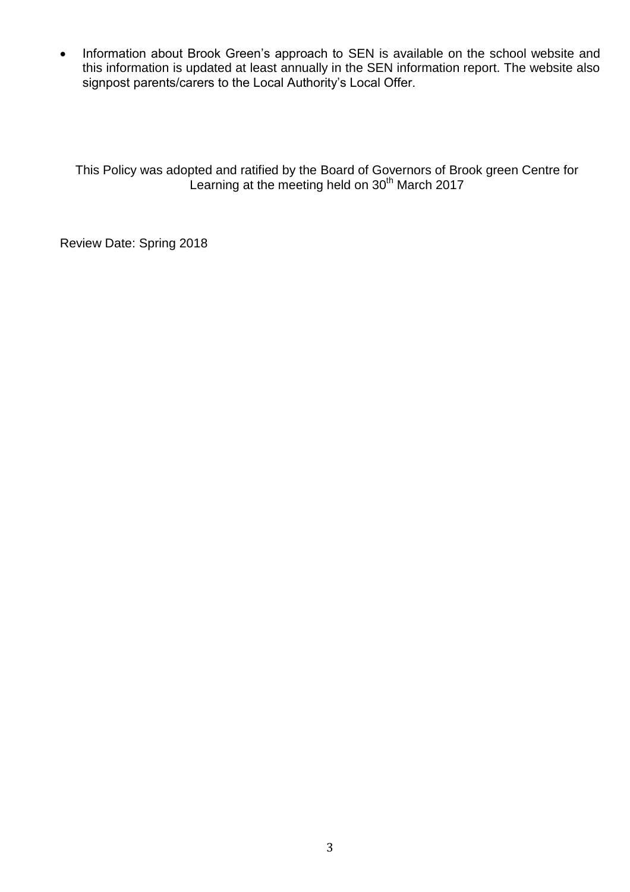- Information about Brook Green's approach to SEN is available on the school website and this information is updated at least annually in the SEN information report. The website also signpost parents/carers to the Local Authority's Local Offer.

This Policy was adopted and ratified by the Board of Governors of Brook green Centre for Learning at the meeting held on 30th March 2017

Review Date: Spring 2018